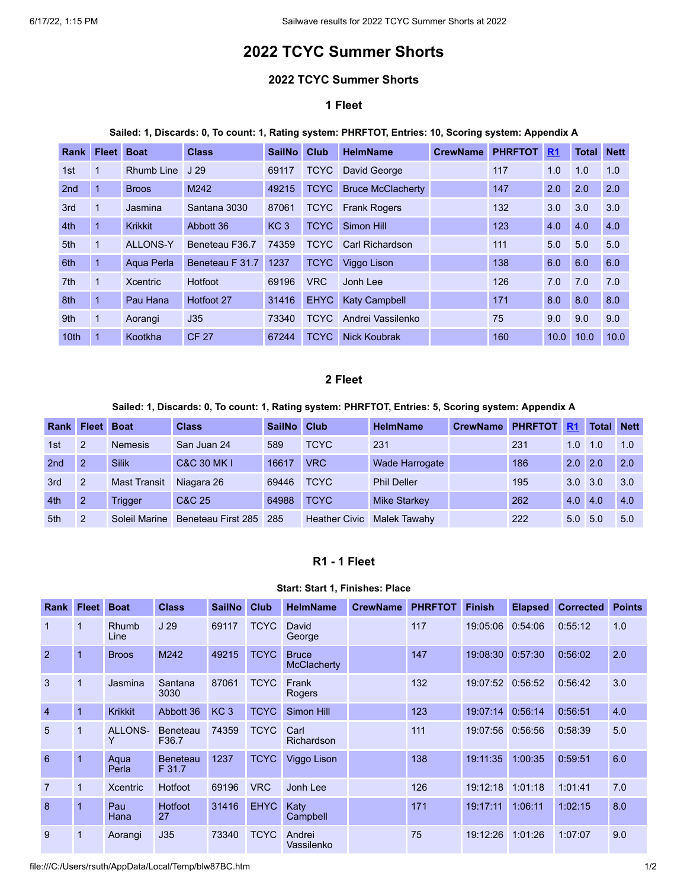# 2022 TCYC Summer Shorts

## 2022 TCYC Summer Shorts

### 1 Fleet

**Sailed: 1, Discards: 0, To count: 1, Rating system: PHRFTOT, Entries: 10, Scoring system: Appendix A**

| Rank | Fleet | Boat | Class | SailNo | Club | HelmName | CrewName | PHRFTOT | R1 | Total | Nett |
|---|---|---|---|---|---|---|---|---|---|---|---|
| 1st | 1 | Rhumb Line | J 29 | 69117 | TCYC | David George | | 117 | 1.0 | 1.0 | 1.0 |
| 2nd | 1 | Broos | M242 | 49215 | TCYC | Bruce McClacherty | | 147 | 2.0 | 2.0 | 2.0 |
| 3rd | 1 | Jasmina | Santana 3030 | 87061 | TCYC | Frank Rogers | | 132 | 3.0 | 3.0 | 3.0 |
| 4th | 1 | Krikkit | Abbott 36 | KC 3 | TCYC | Simon Hill | | 123 | 4.0 | 4.0 | 4.0 |
| 5th | 1 | ALLONS-Y | Beneteau F36.7 | 74359 | TCYC | Carl Richardson | | 111 | 5.0 | 5.0 | 5.0 |
| 6th | 1 | Aqua Perla | Beneteau F 31.7 | 1237 | TCYC | Viggo Lison | | 138 | 6.0 | 6.0 | 6.0 |
| 7th | 1 | Xcentric | Hotfoot | 69196 | VRC | Jonh Lee | | 126 | 7.0 | 7.0 | 7.0 |
| 8th | 1 | Pau Hana | Hotfoot 27 | 31416 | EHYC | Katy Campbell | | 171 | 8.0 | 8.0 | 8.0 |
| 9th | 1 | Aorangi | J35 | 73340 | TCYC | Andrei Vassilenko | | 75 | 9.0 | 9.0 | 9.0 |
| 10th | 1 | Kootkha | CF 27 | 67244 | TCYC | Nick Koubrak | | 160 | 10.0 | 10.0 | 10.0 |

### 2 Fleet

**Sailed: 1, Discards: 0, To count: 1, Rating system: PHRFTOT, Entries: 5, Scoring system: Appendix A**

| Rank | Fleet | Boat | Class | SailNo | Club | HelmName | CrewName | PHRFTOT | R1 | Total | Nett |
|---|---|---|---|---|---|---|---|---|---|---|---|
| 1st | 2 | Nemesis | San Juan 24 | 589 | TCYC | 231 | | 231 | 1.0 | 1.0 | 1.0 |
| 2nd | 2 | Silik | C&C 30 MK I | 16617 | VRC | Wade Harrogate | | 186 | 2.0 | 2.0 | 2.0 |
| 3rd | 2 | Mast Transit | Niagara 26 | 69446 | TCYC | Phil Deller | | 195 | 3.0 | 3.0 | 3.0 |
| 4th | 2 | Trigger | C&C 25 | 64988 | TCYC | Mike Starkey | | 262 | 4.0 | 4.0 | 4.0 |
| 5th | 2 | Soleil Marine | Beneteau First 285 | 285 | Heather Civic | Malek Tawahy | | 222 | 5.0 | 5.0 | 5.0 |

### R1 - 1 Fleet

**Start: Start 1, Finishes: Place**

| Rank | Fleet | Boat | Class | SailNo | Club | HelmName | CrewName | PHRFTOT | Finish | Elapsed | Corrected | Points |
|---|---|---|---|---|---|---|---|---|---|---|---|---|
| 1 | 1 | Rhumb Line | J 29 | 69117 | TCYC | David George | | 117 | 19:05:06 | 0:54:06 | 0:55:12 | 1.0 |
| 2 | 1 | Broos | M242 | 49215 | TCYC | Bruce McClacherty | | 147 | 19:08:30 | 0:57:30 | 0:56:02 | 2.0 |
| 3 | 1 | Jasmina | Santana 3030 | 87061 | TCYC | Frank Rogers | | 132 | 19:07:52 | 0:56:52 | 0:56:42 | 3.0 |
| 4 | 1 | Krikkit | Abbott 36 | KC 3 | TCYC | Simon Hill | | 123 | 19:07:14 | 0:56:14 | 0:56:51 | 4.0 |
| 5 | 1 | ALLONS-Y | Beneteau F36.7 | 74359 | TCYC | Carl Richardson | | 111 | 19:07:56 | 0:56:56 | 0:58:39 | 5.0 |
| 6 | 1 | Aqua Perla | Beneteau F 31.7 | 1237 | TCYC | Viggo Lison | | 138 | 19:11:35 | 1:00:35 | 0:59:51 | 6.0 |
| 7 | 1 | Xcentric | Hotfoot | 69196 | VRC | Jonh Lee | | 126 | 19:12:18 | 1:01:18 | 1:01:41 | 7.0 |
| 8 | 1 | Pau Hana | Hotfoot 27 | 31416 | EHYC | Katy Campbell | | 171 | 19:17:11 | 1:06:11 | 1:02:15 | 8.0 |
| 9 | 1 | Aorangi | J35 | 73340 | TCYC | Andrei Vassilenko | | 75 | 19:12:26 | 1:01:26 | 1:07:07 | 9.0 |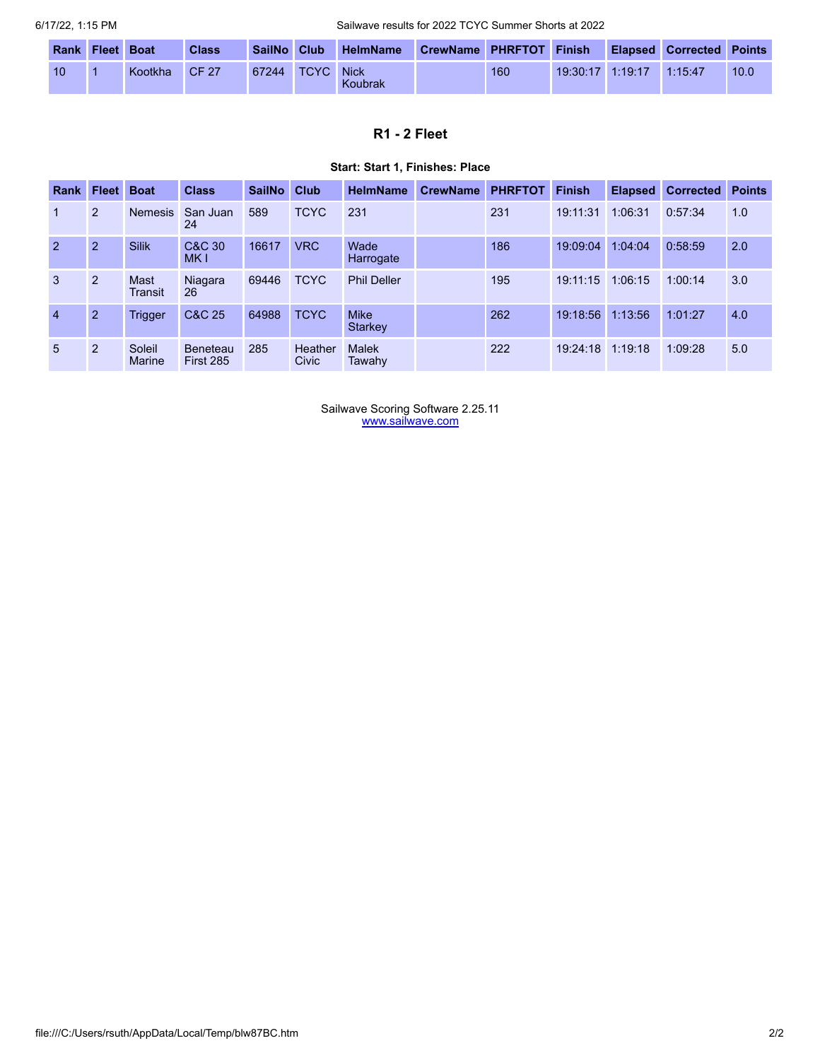| Rank | Fleet | Boat | Class | SailNo | Club | HelmName | CrewName | PHRFTOT | Finish | Elapsed | Corrected | Points |
|---|---|---|---|---|---|---|---|---|---|---|---|---|
| 10 | 1 | Kootkha | CF 27 | 67244 | TCYC | Nick Koubrak | | 160 | 19:30:17 | 1:19:17 | 1:15:47 | 10.0 |

## R1 - 2 Fleet

**Start: Start 1, Finishes: Place**

| Rank | Fleet | Boat | Class | SailNo | Club | HelmName | CrewName | PHRFTOT | Finish | Elapsed | Corrected | Points |
|---|---|---|---|---|---|---|---|---|---|---|---|---|
| 1 | 2 | Nemesis | San Juan 24 | 589 | TCYC | 231 | | 231 | 19:11:31 | 1:06:31 | 0:57:34 | 1.0 |
| 2 | 2 | Silik | C&C 30 MK I | 16617 | VRC | Wade Harrogate | | 186 | 19:09:04 | 1:04:04 | 0:58:59 | 2.0 |
| 3 | 2 | Mast Transit | Niagara 26 | 69446 | TCYC | Phil Deller | | 195 | 19:11:15 | 1:06:15 | 1:00:14 | 3.0 |
| 4 | 2 | Trigger | C&C 25 | 64988 | TCYC | Mike Starkey | | 262 | 19:18:56 | 1:13:56 | 1:01:27 | 4.0 |
| 5 | 2 | Soleil Marine | Beneteau First 285 | 285 | Heather Civic | Malek Tawahy | | 222 | 19:24:18 | 1:19:18 | 1:09:28 | 5.0 |

Sailwave Scoring Software 2.25.11
www.sailwave.com